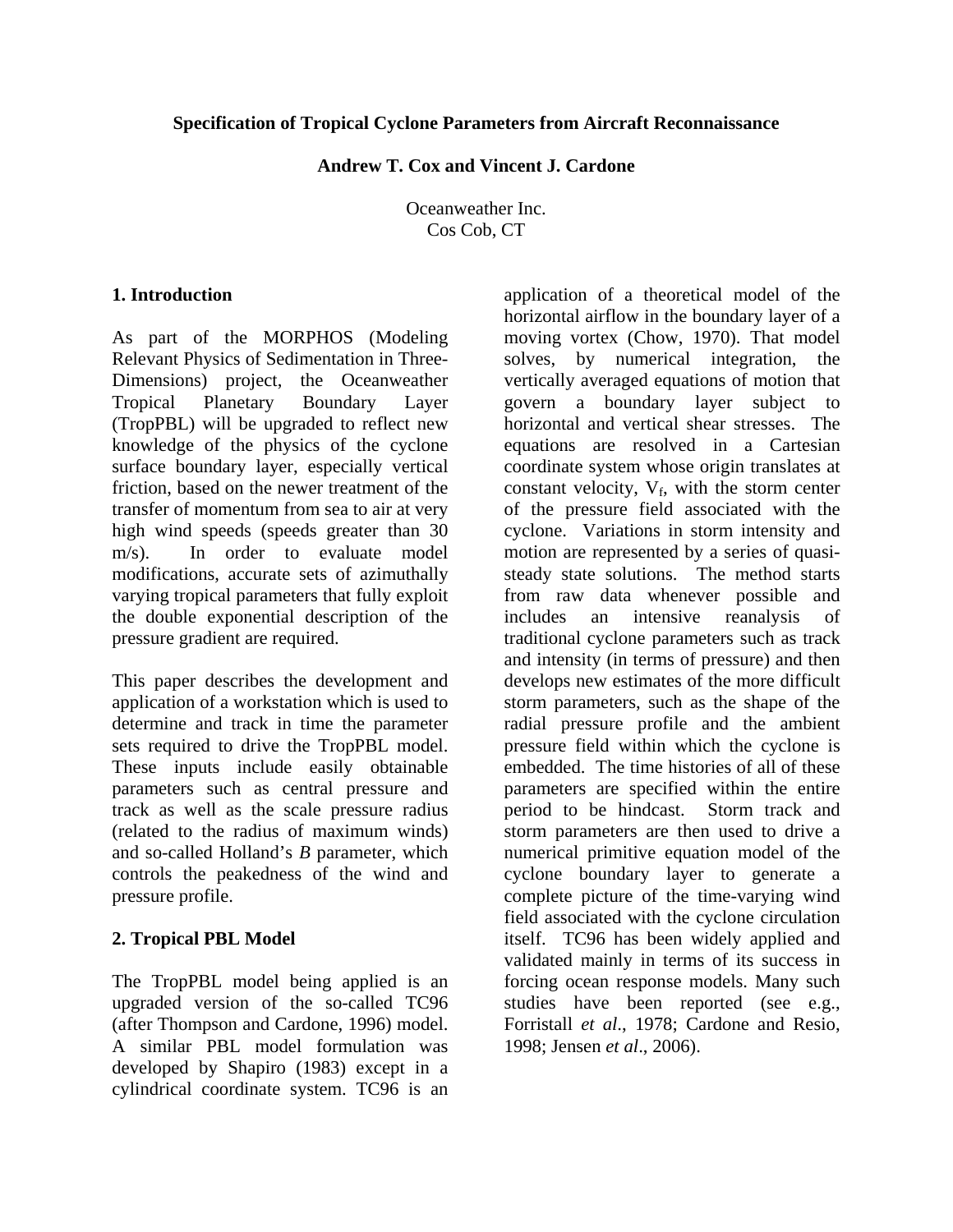# Specification of Tropical Cyclone Parameters from Aircraft Reconnaissance

**Andrew T. Cox and Vincent J. Cardone**

Oceanweather Inc.
Cos Cob, CT

## 1. Introduction

As part of the MORPHOS (Modeling Relevant Physics of Sedimentation in Three-Dimensions) project, the Oceanweather Tropical Planetary Boundary Layer (TropPBL) will be upgraded to reflect new knowledge of the physics of the cyclone surface boundary layer, especially vertical friction, based on the newer treatment of the transfer of momentum from sea to air at very high wind speeds (speeds greater than 30 m/s). In order to evaluate model modifications, accurate sets of azimuthally varying tropical parameters that fully exploit the double exponential description of the pressure gradient are required.

This paper describes the development and application of a workstation which is used to determine and track in time the parameter sets required to drive the TropPBL model. These inputs include easily obtainable parameters such as central pressure and track as well as the scale pressure radius (related to the radius of maximum winds) and so-called Holland's *B* parameter, which controls the peakedness of the wind and pressure profile.

## 2. Tropical PBL Model

The TropPBL model being applied is an upgraded version of the so-called TC96 (after Thompson and Cardone, 1996) model. A similar PBL model formulation was developed by Shapiro (1983) except in a cylindrical coordinate system. TC96 is an application of a theoretical model of the horizontal airflow in the boundary layer of a moving vortex (Chow, 1970). That model solves, by numerical integration, the vertically averaged equations of motion that govern a boundary layer subject to horizontal and vertical shear stresses. The equations are resolved in a Cartesian coordinate system whose origin translates at constant velocity, $V_f$, with the storm center of the pressure field associated with the cyclone. Variations in storm intensity and motion are represented by a series of quasi-steady state solutions. The method starts from raw data whenever possible and includes an intensive reanalysis of traditional cyclone parameters such as track and intensity (in terms of pressure) and then develops new estimates of the more difficult storm parameters, such as the shape of the radial pressure profile and the ambient pressure field within which the cyclone is embedded. The time histories of all of these parameters are specified within the entire period to be hindcast. Storm track and storm parameters are then used to drive a numerical primitive equation model of the cyclone boundary layer to generate a complete picture of the time-varying wind field associated with the cyclone circulation itself. TC96 has been widely applied and validated mainly in terms of its success in forcing ocean response models. Many such studies have been reported (see e.g., Forristall *et al*., 1978; Cardone and Resio, 1998; Jensen *et al*., 2006).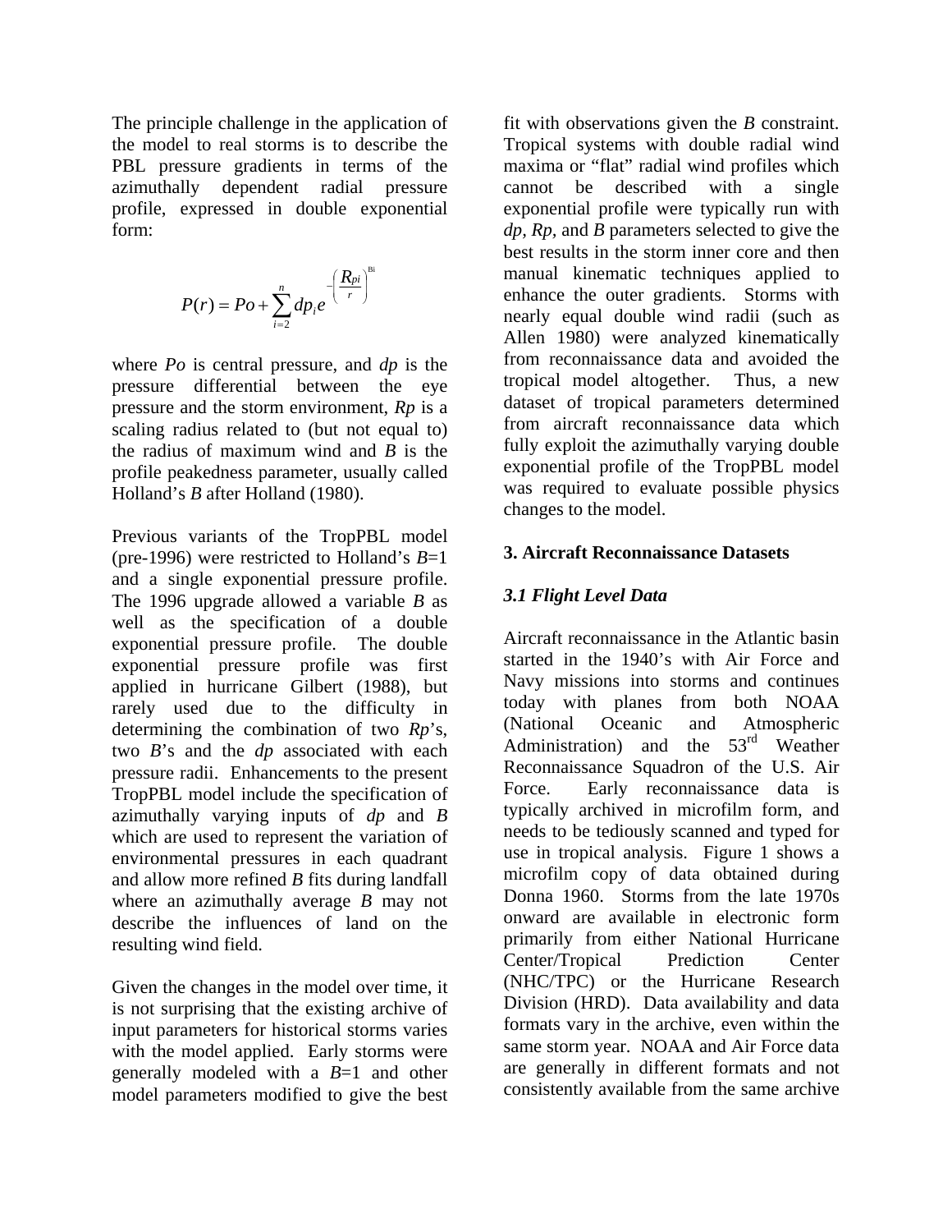The principle challenge in the application of the model to real storms is to describe the PBL pressure gradients in terms of the azimuthally dependent radial pressure profile, expressed in double exponential form:

$$P(r) = Po + \sum_{i=2}^{n} dp_i e^{-\left(\frac{R_{pi}}{r}\right)^{Bi}}$$

where *Po* is central pressure, and *dp* is the pressure differential between the eye pressure and the storm environment, *Rp* is a scaling radius related to (but not equal to) the radius of maximum wind and *B* is the profile peakedness parameter, usually called Holland's *B* after Holland (1980).

Previous variants of the TropPBL model (pre-1996) were restricted to Holland's *B*=1 and a single exponential pressure profile. The 1996 upgrade allowed a variable *B* as well as the specification of a double exponential pressure profile. The double exponential pressure profile was first applied in hurricane Gilbert (1988), but rarely used due to the difficulty in determining the combination of two *Rp*'s, two *B*'s and the *dp* associated with each pressure radii. Enhancements to the present TropPBL model include the specification of azimuthally varying inputs of *dp* and *B* which are used to represent the variation of environmental pressures in each quadrant and allow more refined *B* fits during landfall where an azimuthally average *B* may not describe the influences of land on the resulting wind field.

Given the changes in the model over time, it is not surprising that the existing archive of input parameters for historical storms varies with the model applied. Early storms were generally modeled with a *B*=1 and other model parameters modified to give the best fit with observations given the *B* constraint. Tropical systems with double radial wind maxima or "flat" radial wind profiles which cannot be described with a single exponential profile were typically run with *dp*, *Rp*, and *B* parameters selected to give the best results in the storm inner core and then manual kinematic techniques applied to enhance the outer gradients. Storms with nearly equal double wind radii (such as Allen 1980) were analyzed kinematically from reconnaissance data and avoided the tropical model altogether. Thus, a new dataset of tropical parameters determined from aircraft reconnaissance data which fully exploit the azimuthally varying double exponential profile of the TropPBL model was required to evaluate possible physics changes to the model.

## 3. Aircraft Reconnaissance Datasets

### *3.1 Flight Level Data*

Aircraft reconnaissance in the Atlantic basin started in the 1940's with Air Force and Navy missions into storms and continues today with planes from both NOAA (National Oceanic and Atmospheric Administration) and the 53rd Weather Reconnaissance Squadron of the U.S. Air Force. Early reconnaissance data is typically archived in microfilm form, and needs to be tediously scanned and typed for use in tropical analysis. Figure 1 shows a microfilm copy of data obtained during Donna 1960. Storms from the late 1970s onward are available in electronic form primarily from either National Hurricane Center/Tropical Prediction Center (NHC/TPC) or the Hurricane Research Division (HRD). Data availability and data formats vary in the archive, even within the same storm year. NOAA and Air Force data are generally in different formats and not consistently available from the same archive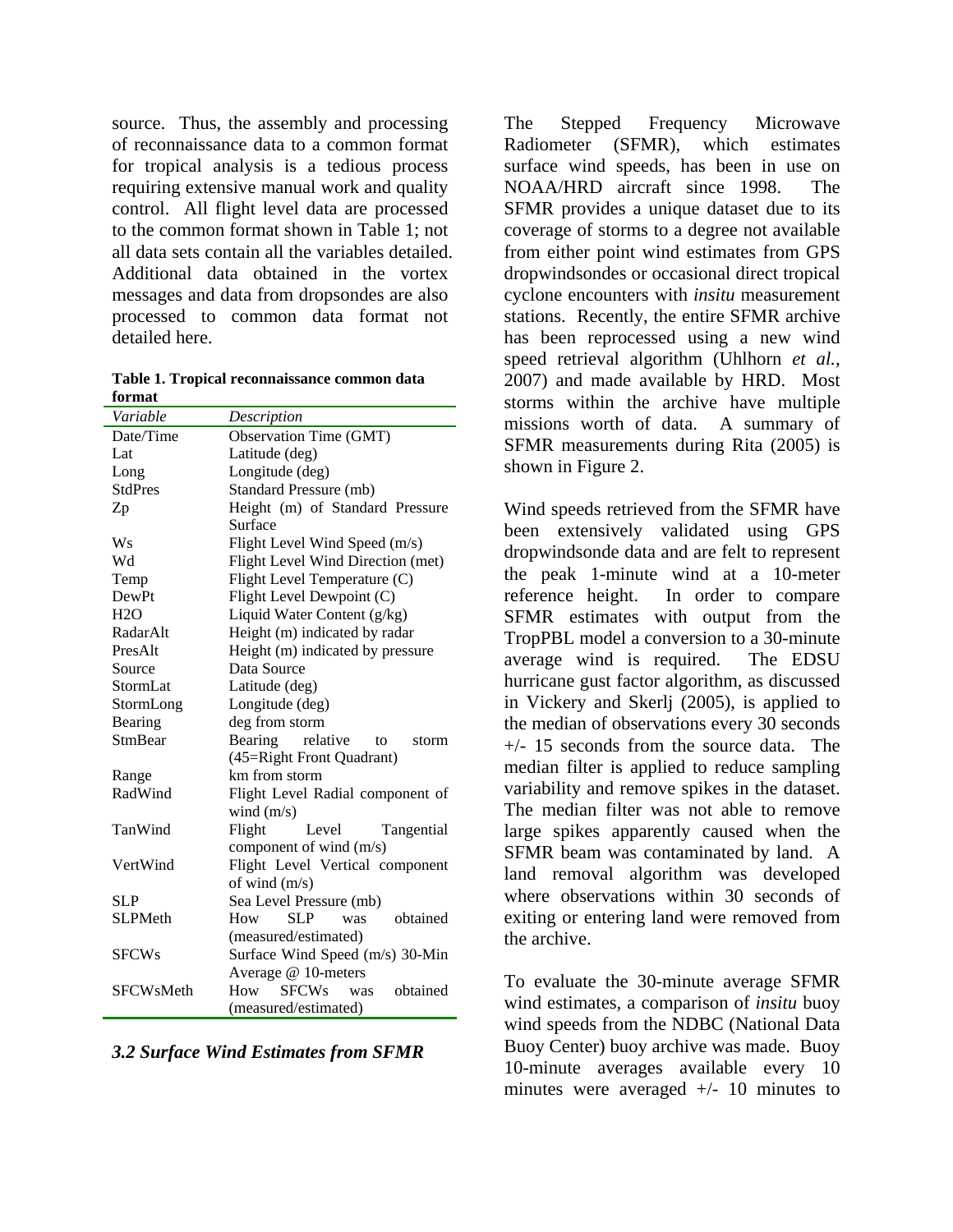source. Thus, the assembly and processing of reconnaissance data to a common format for tropical analysis is a tedious process requiring extensive manual work and quality control. All flight level data are processed to the common format shown in Table 1; not all data sets contain all the variables detailed. Additional data obtained in the vortex messages and data from dropsondes are also processed to common data format not detailed here.

**Table 1. Tropical reconnaissance common data format**

| *Variable* | *Description* |
|---|---|
| Date/Time | Observation Time (GMT) |
| Lat | Latitude (deg) |
| Long | Longitude (deg) |
| StdPres | Standard Pressure (mb) |
| Zp | Height (m) of Standard Pressure Surface |
| Ws | Flight Level Wind Speed (m/s) |
| Wd | Flight Level Wind Direction (met) |
| Temp | Flight Level Temperature (C) |
| DewPt | Flight Level Dewpoint (C) |
| H2O | Liquid Water Content (g/kg) |
| RadarAlt | Height (m) indicated by radar |
| PresAlt | Height (m) indicated by pressure |
| Source | Data Source |
| StormLat | Latitude (deg) |
| StormLong | Longitude (deg) |
| Bearing | deg from storm |
| StmBear | Bearing relative to storm (45=Right Front Quadrant) |
| Range | km from storm |
| RadWind | Flight Level Radial component of wind (m/s) |
| TanWind | Flight Level Tangential component of wind (m/s) |
| VertWind | Flight Level Vertical component of wind (m/s) |
| SLP | Sea Level Pressure (mb) |
| SLPMeth | How SLP was obtained (measured/estimated) |
| SFCWs | Surface Wind Speed (m/s) 30-Min Average @ 10-meters |
| SFCWsMeth | How SFCWs was obtained (measured/estimated) |

### *3.2 Surface Wind Estimates from SFMR*

The Stepped Frequency Microwave Radiometer (SFMR), which estimates surface wind speeds, has been in use on NOAA/HRD aircraft since 1998. The SFMR provides a unique dataset due to its coverage of storms to a degree not available from either point wind estimates from GPS dropwindsondes or occasional direct tropical cyclone encounters with *insitu* measurement stations. Recently, the entire SFMR archive has been reprocessed using a new wind speed retrieval algorithm (Uhlhorn *et al.*, 2007) and made available by HRD. Most storms within the archive have multiple missions worth of data. A summary of SFMR measurements during Rita (2005) is shown in Figure 2.

Wind speeds retrieved from the SFMR have been extensively validated using GPS dropwindsonde data and are felt to represent the peak 1-minute wind at a 10-meter reference height. In order to compare SFMR estimates with output from the TropPBL model a conversion to a 30-minute average wind is required. The EDSU hurricane gust factor algorithm, as discussed in Vickery and Skerlj (2005), is applied to the median of observations every 30 seconds +/- 15 seconds from the source data. The median filter is applied to reduce sampling variability and remove spikes in the dataset. The median filter was not able to remove large spikes apparently caused when the SFMR beam was contaminated by land. A land removal algorithm was developed where observations within 30 seconds of exiting or entering land were removed from the archive.

To evaluate the 30-minute average SFMR wind estimates, a comparison of *insitu* buoy wind speeds from the NDBC (National Data Buoy Center) buoy archive was made. Buoy 10-minute averages available every 10 minutes were averaged +/- 10 minutes to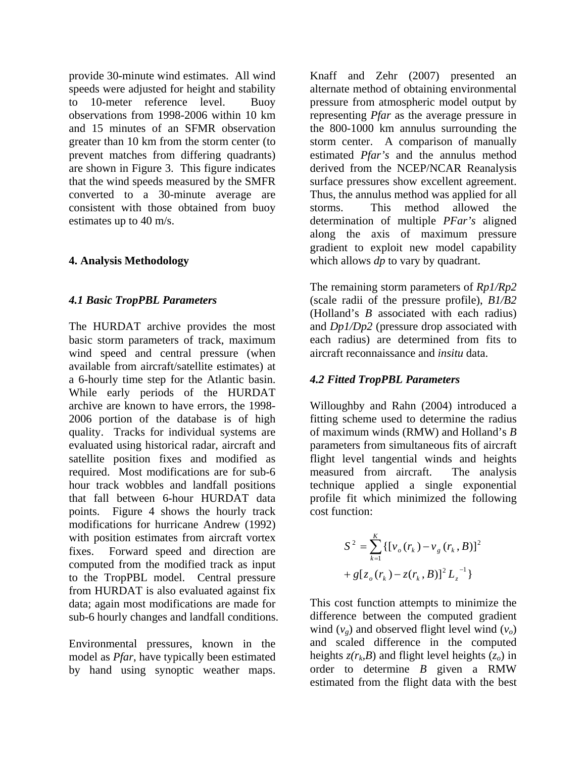provide 30-minute wind estimates. All wind speeds were adjusted for height and stability to 10-meter reference level. Buoy observations from 1998-2006 within 10 km and 15 minutes of an SFMR observation greater than 10 km from the storm center (to prevent matches from differing quadrants) are shown in Figure 3. This figure indicates that the wind speeds measured by the SMFR converted to a 30-minute average are consistent with those obtained from buoy estimates up to 40 m/s.

## 4. Analysis Methodology

### 4.1 Basic TropPBL Parameters

The HURDAT archive provides the most basic storm parameters of track, maximum wind speed and central pressure (when available from aircraft/satellite estimates) at a 6-hourly time step for the Atlantic basin. While early periods of the HURDAT archive are known to have errors, the 1998-2006 portion of the database is of high quality. Tracks for individual systems are evaluated using historical radar, aircraft and satellite position fixes and modified as required. Most modifications are for sub-6 hour track wobbles and landfall positions that fall between 6-hour HURDAT data points. Figure 4 shows the hourly track modifications for hurricane Andrew (1992) with position estimates from aircraft vortex fixes. Forward speed and direction are computed from the modified track as input to the TropPBL model. Central pressure from HURDAT is also evaluated against fix data; again most modifications are made for sub-6 hourly changes and landfall conditions.

Environmental pressures, known in the model as *Pfar*, have typically been estimated by hand using synoptic weather maps. Knaff and Zehr (2007) presented an alternate method of obtaining environmental pressure from atmospheric model output by representing *Pfar* as the average pressure in the 800-1000 km annulus surrounding the storm center. A comparison of manually estimated *Pfar's* and the annulus method derived from the NCEP/NCAR Reanalysis surface pressures show excellent agreement. Thus, the annulus method was applied for all storms. This method allowed the determination of multiple *PFar's* aligned along the axis of maximum pressure gradient to exploit new model capability which allows *dp* to vary by quadrant.

The remaining storm parameters of *Rp1/Rp2* (scale radii of the pressure profile), *B1/B2* (Holland's *B* associated with each radius) and *Dp1/Dp2* (pressure drop associated with each radius) are determined from fits to aircraft reconnaissance and *insitu* data.

### 4.2 Fitted TropPBL Parameters

Willoughby and Rahn (2004) introduced a fitting scheme used to determine the radius of maximum winds (RMW) and Holland's *B* parameters from simultaneous fits of aircraft flight level tangential winds and heights measured from aircraft. The analysis technique applied a single exponential profile fit which minimized the following cost function:

$$S^2 = \sum_{k=1}^{K} \{[v_o(r_k) - v_g(r_k, B)]^2 + g[z_o(r_k) - z(r_k, B)]^2 L_z^{-1}\}$$

This cost function attempts to minimize the difference between the computed gradient wind ($v_g$) and observed flight level wind ($v_o$) and scaled difference in the computed heights $z(r_k,B)$ and flight level heights ($z_o$) in order to determine $B$ given a RMW estimated from the flight data with the best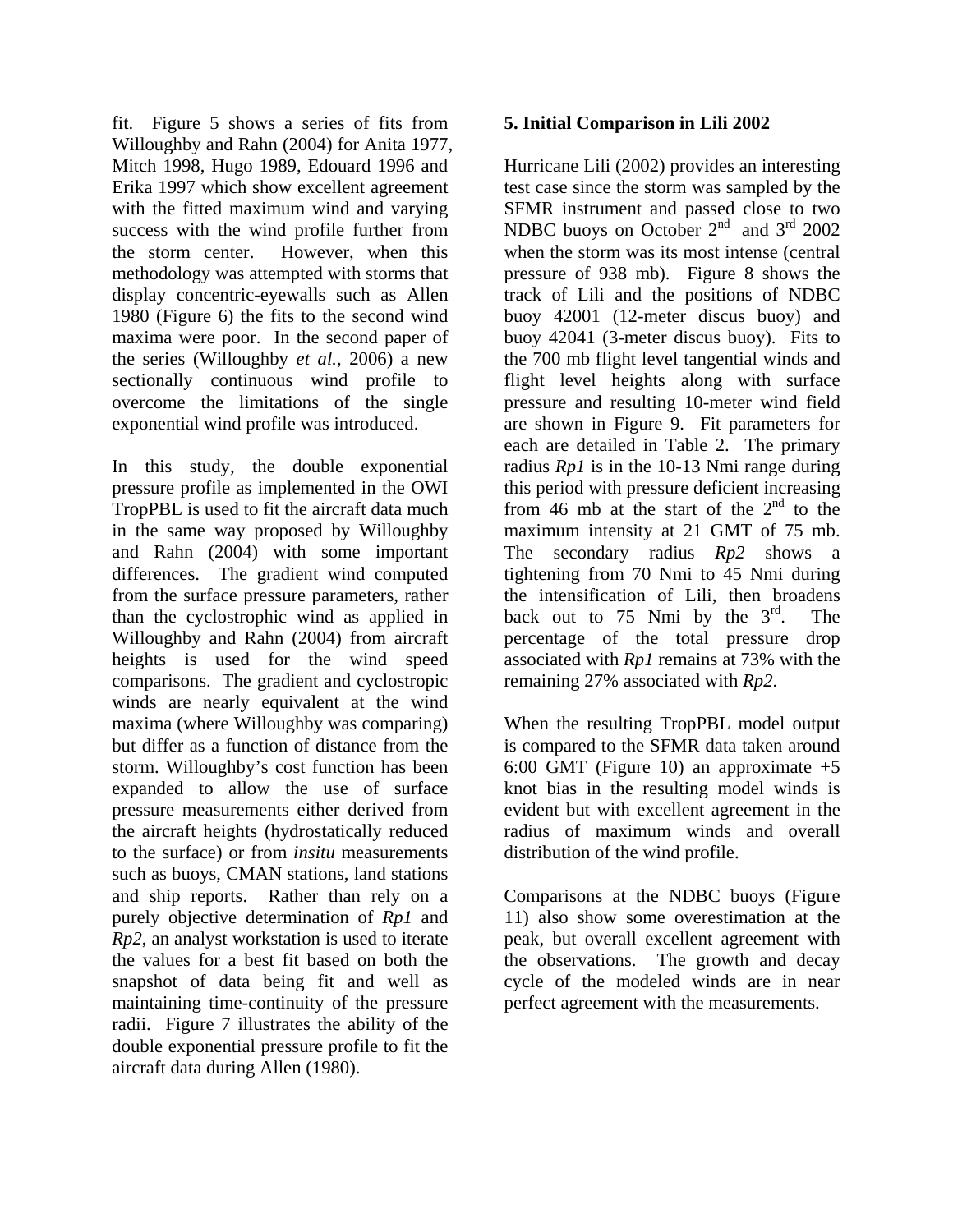fit. Figure 5 shows a series of fits from Willoughby and Rahn (2004) for Anita 1977, Mitch 1998, Hugo 1989, Edouard 1996 and Erika 1997 which show excellent agreement with the fitted maximum wind and varying success with the wind profile further from the storm center. However, when this methodology was attempted with storms that display concentric-eyewalls such as Allen 1980 (Figure 6) the fits to the second wind maxima were poor. In the second paper of the series (Willoughby *et al.*, 2006) a new sectionally continuous wind profile to overcome the limitations of the single exponential wind profile was introduced.

In this study, the double exponential pressure profile as implemented in the OWI TropPBL is used to fit the aircraft data much in the same way proposed by Willoughby and Rahn (2004) with some important differences. The gradient wind computed from the surface pressure parameters, rather than the cyclostrophic wind as applied in Willoughby and Rahn (2004) from aircraft heights is used for the wind speed comparisons. The gradient and cyclostropic winds are nearly equivalent at the wind maxima (where Willoughby was comparing) but differ as a function of distance from the storm. Willoughby's cost function has been expanded to allow the use of surface pressure measurements either derived from the aircraft heights (hydrostatically reduced to the surface) or from *insitu* measurements such as buoys, CMAN stations, land stations and ship reports. Rather than rely on a purely objective determination of *Rp1* and *Rp2*, an analyst workstation is used to iterate the values for a best fit based on both the snapshot of data being fit and well as maintaining time-continuity of the pressure radii. Figure 7 illustrates the ability of the double exponential pressure profile to fit the aircraft data during Allen (1980).

## 5. Initial Comparison in Lili 2002

Hurricane Lili (2002) provides an interesting test case since the storm was sampled by the SFMR instrument and passed close to two NDBC buoys on October 2nd and 3rd 2002 when the storm was its most intense (central pressure of 938 mb). Figure 8 shows the track of Lili and the positions of NDBC buoy 42001 (12-meter discus buoy) and buoy 42041 (3-meter discus buoy). Fits to the 700 mb flight level tangential winds and flight level heights along with surface pressure and resulting 10-meter wind field are shown in Figure 9. Fit parameters for each are detailed in Table 2. The primary radius *Rp1* is in the 10-13 Nmi range during this period with pressure deficient increasing from 46 mb at the start of the 2nd to the maximum intensity at 21 GMT of 75 mb. The secondary radius *Rp2* shows a tightening from 70 Nmi to 45 Nmi during the intensification of Lili, then broadens back out to 75 Nmi by the 3rd. The percentage of the total pressure drop associated with *Rp1* remains at 73% with the remaining 27% associated with *Rp2*.

When the resulting TropPBL model output is compared to the SFMR data taken around 6:00 GMT (Figure 10) an approximate +5 knot bias in the resulting model winds is evident but with excellent agreement in the radius of maximum winds and overall distribution of the wind profile.

Comparisons at the NDBC buoys (Figure 11) also show some overestimation at the peak, but overall excellent agreement with the observations. The growth and decay cycle of the modeled winds are in near perfect agreement with the measurements.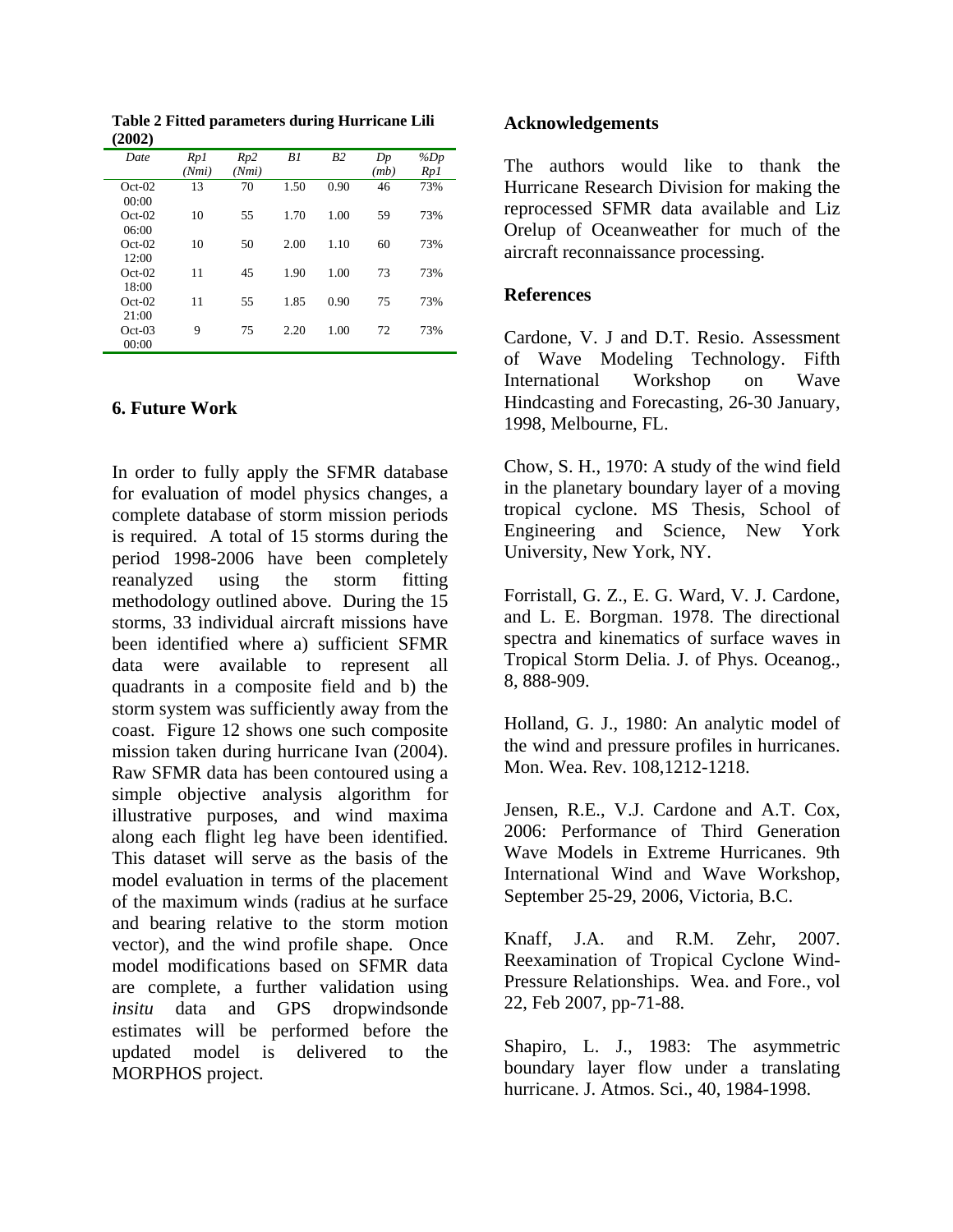**Table 2 Fitted parameters during Hurricane Lili (2002)**

| *Date* | *Rp1 (Nmi)* | *Rp2 (Nmi)* | *B1* | *B2* | *Dp (mb)* | *%Dp Rp1* |
|---|---|---|---|---|---|---|
| Oct-02 00:00 | 13 | 70 | 1.50 | 0.90 | 46 | 73% |
| Oct-02 06:00 | 10 | 55 | 1.70 | 1.00 | 59 | 73% |
| Oct-02 12:00 | 10 | 50 | 2.00 | 1.10 | 60 | 73% |
| Oct-02 18:00 | 11 | 45 | 1.90 | 1.00 | 73 | 73% |
| Oct-02 21:00 | 11 | 55 | 1.85 | 0.90 | 75 | 73% |
| Oct-03 00:00 | 9 | 75 | 2.20 | 1.00 | 72 | 73% |

## 6. Future Work

In order to fully apply the SFMR database for evaluation of model physics changes, a complete database of storm mission periods is required. A total of 15 storms during the period 1998-2006 have been completely reanalyzed using the storm fitting methodology outlined above. During the 15 storms, 33 individual aircraft missions have been identified where a) sufficient SFMR data were available to represent all quadrants in a composite field and b) the storm system was sufficiently away from the coast. Figure 12 shows one such composite mission taken during hurricane Ivan (2004). Raw SFMR data has been contoured using a simple objective analysis algorithm for illustrative purposes, and wind maxima along each flight leg have been identified. This dataset will serve as the basis of the model evaluation in terms of the placement of the maximum winds (radius at he surface and bearing relative to the storm motion vector), and the wind profile shape. Once model modifications based on SFMR data are complete, a further validation using *insitu* data and GPS dropwindsonde estimates will be performed before the updated model is delivered to the MORPHOS project.

## Acknowledgements

The authors would like to thank the Hurricane Research Division for making the reprocessed SFMR data available and Liz Orelup of Oceanweather for much of the aircraft reconnaissance processing.

## References

Cardone, V. J and D.T. Resio. Assessment of Wave Modeling Technology. Fifth International Workshop on Wave Hindcasting and Forecasting, 26-30 January, 1998, Melbourne, FL.

Chow, S. H., 1970: A study of the wind field in the planetary boundary layer of a moving tropical cyclone. MS Thesis, School of Engineering and Science, New York University, New York, NY.

Forristall, G. Z., E. G. Ward, V. J. Cardone, and L. E. Borgman. 1978. The directional spectra and kinematics of surface waves in Tropical Storm Delia. J. of Phys. Oceanog., 8, 888-909.

Holland, G. J., 1980: An analytic model of the wind and pressure profiles in hurricanes. Mon. Wea. Rev. 108,1212-1218.

Jensen, R.E., V.J. Cardone and A.T. Cox, 2006: Performance of Third Generation Wave Models in Extreme Hurricanes. 9th International Wind and Wave Workshop, September 25-29, 2006, Victoria, B.C.

Knaff, J.A. and R.M. Zehr, 2007. Reexamination of Tropical Cyclone Wind-Pressure Relationships. Wea. and Fore., vol 22, Feb 2007, pp-71-88.

Shapiro, L. J., 1983: The asymmetric boundary layer flow under a translating hurricane. J. Atmos. Sci., 40, 1984-1998.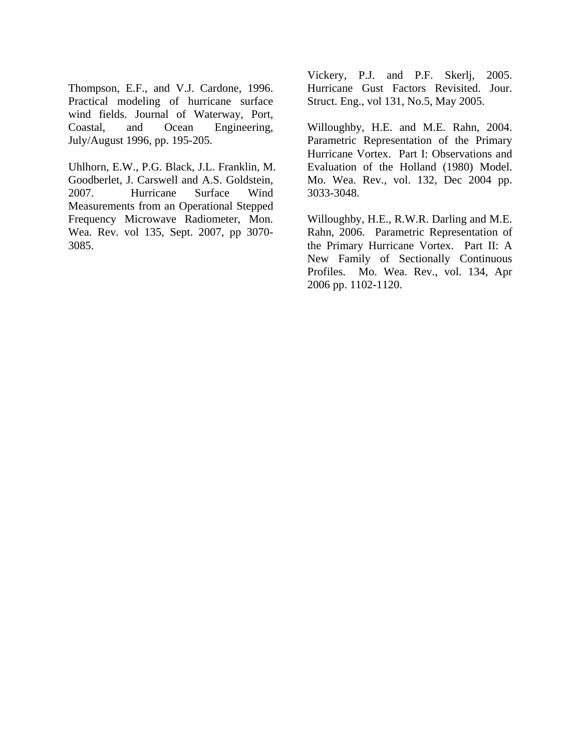Thompson, E.F., and V.J. Cardone, 1996. Practical modeling of hurricane surface wind fields. Journal of Waterway, Port, Coastal, and Ocean Engineering, July/August 1996, pp. 195-205.

Uhlhorn, E.W., P.G. Black, J.L. Franklin, M. Goodberlet, J. Carswell and A.S. Goldstein, 2007. Hurricane Surface Wind Measurements from an Operational Stepped Frequency Microwave Radiometer, Mon. Wea. Rev. vol 135, Sept. 2007, pp 3070-3085.

Vickery, P.J. and P.F. Skerlj, 2005. Hurricane Gust Factors Revisited. Jour. Struct. Eng., vol 131, No.5, May 2005.

Willoughby, H.E. and M.E. Rahn, 2004. Parametric Representation of the Primary Hurricane Vortex. Part I: Observations and Evaluation of the Holland (1980) Model. Mo. Wea. Rev., vol. 132, Dec 2004 pp. 3033-3048.

Willoughby, H.E., R.W.R. Darling and M.E. Rahn, 2006. Parametric Representation of the Primary Hurricane Vortex. Part II: A New Family of Sectionally Continuous Profiles. Mo. Wea. Rev., vol. 134, Apr 2006 pp. 1102-1120.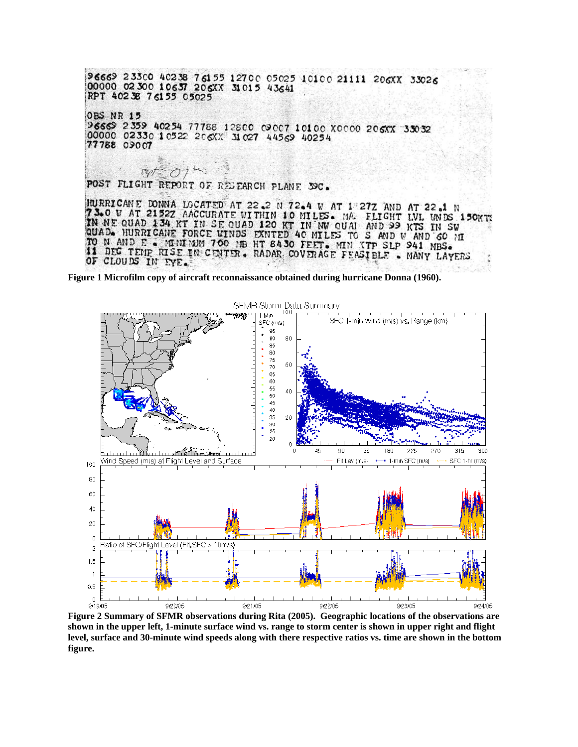**Figure 1 Microfilm copy of aircraft reconnaissance obtained during hurricane Donna (1960).**

**Figure 2 Summary of SFMR observations during Rita (2005). Geographic locations of the observations are shown in the upper left, 1-minute surface wind vs. range to storm center is shown in upper right and flight level, surface and 30-minute wind speeds along with there respective ratios vs. time are shown in the bottom figure.**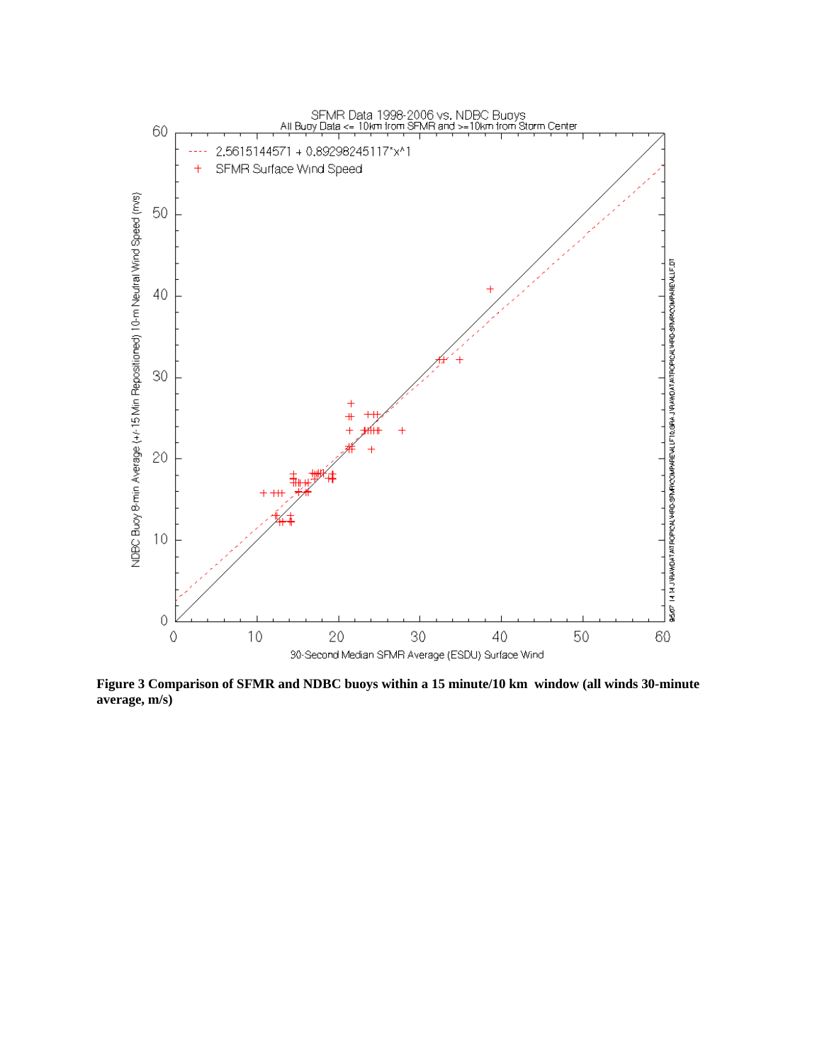**Figure 3 Comparison of SFMR and NDBC buoys within a 15 minute/10 km window (all winds 30-minute average, m/s)**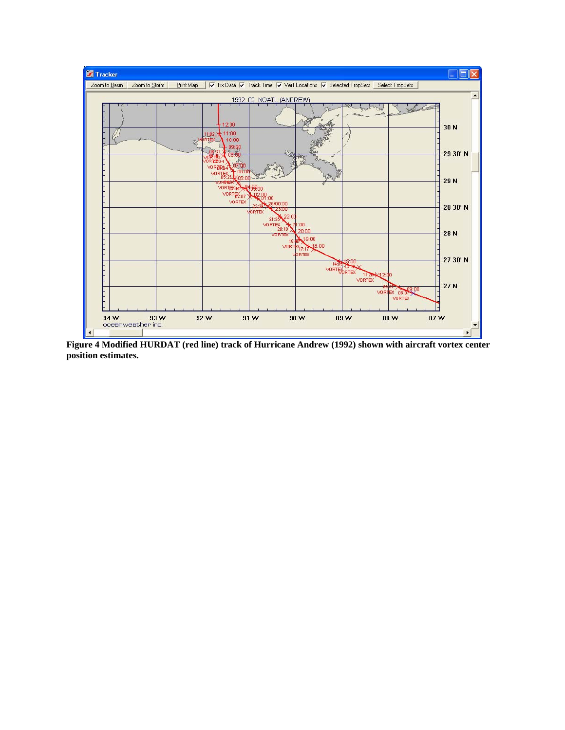**Figure 4 Modified HURDAT (red line) track of Hurricane Andrew (1992) shown with aircraft vortex center position estimates.**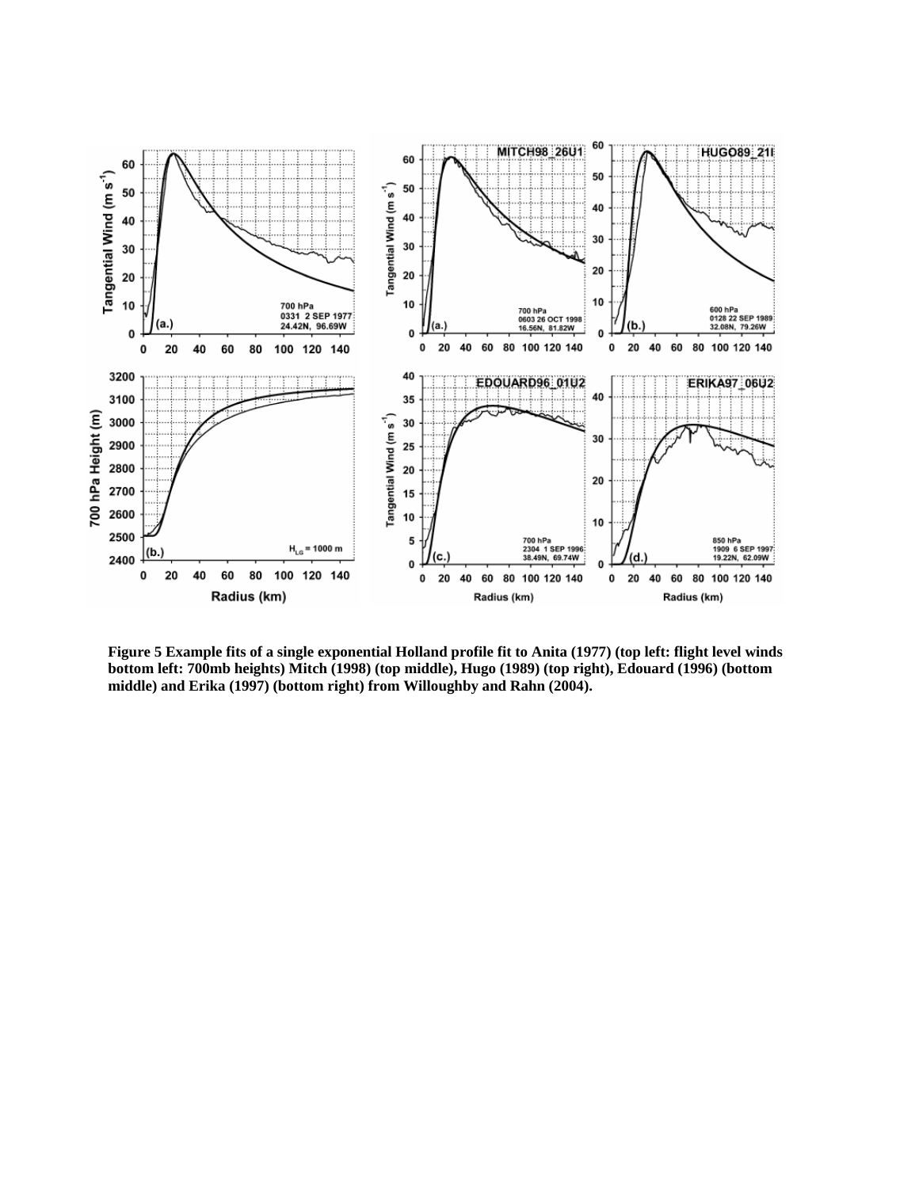**Figure 5 Example fits of a single exponential Holland profile fit to Anita (1977) (top left: flight level winds bottom left: 700mb heights) Mitch (1998) (top middle), Hugo (1989) (top right), Edouard (1996) (bottom middle) and Erika (1997) (bottom right) from Willoughby and Rahn (2004).**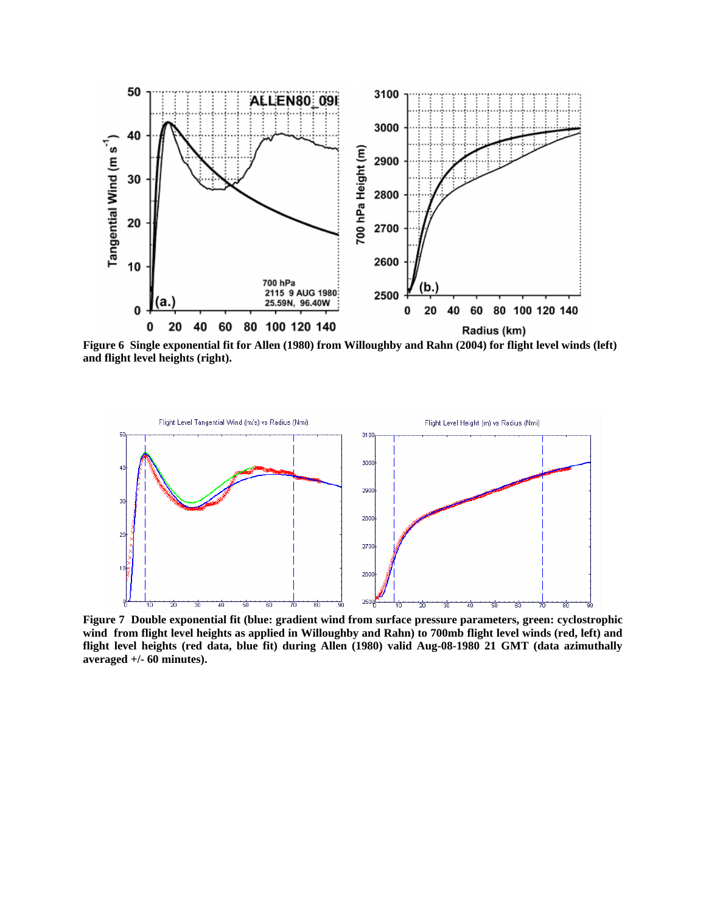**Figure 6 Single exponential fit for Allen (1980) from Willoughby and Rahn (2004) for flight level winds (left) and flight level heights (right).**

**Figure 7 Double exponential fit (blue: gradient wind from surface pressure parameters, green: cyclostrophic wind from flight level heights as applied in Willoughby and Rahn) to 700mb flight level winds (red, left) and flight level heights (red data, blue fit) during Allen (1980) valid Aug-08-1980 21 GMT (data azimuthally averaged +/- 60 minutes).**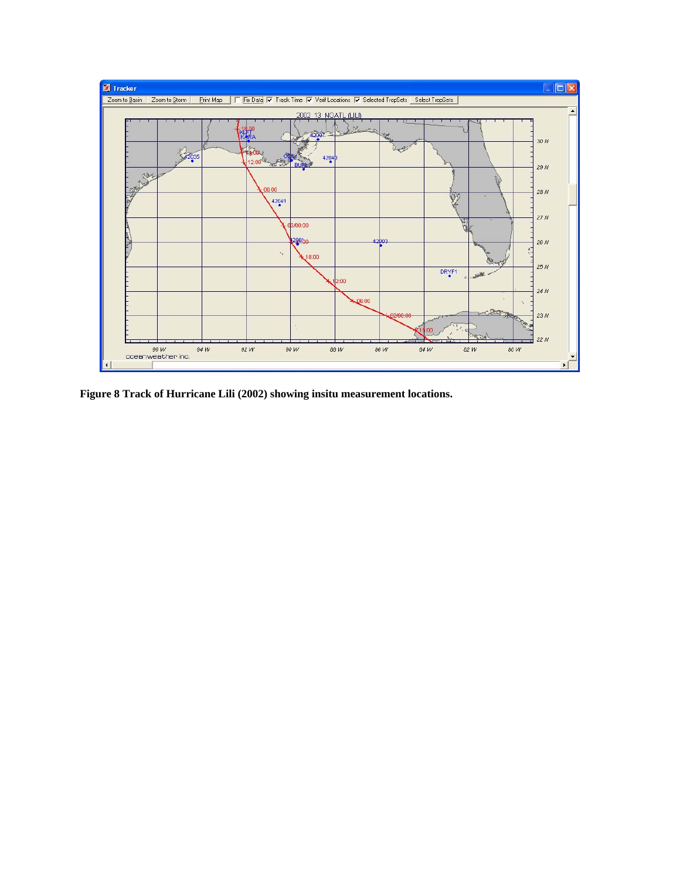**Figure 8 Track of Hurricane Lili (2002) showing insitu measurement locations.**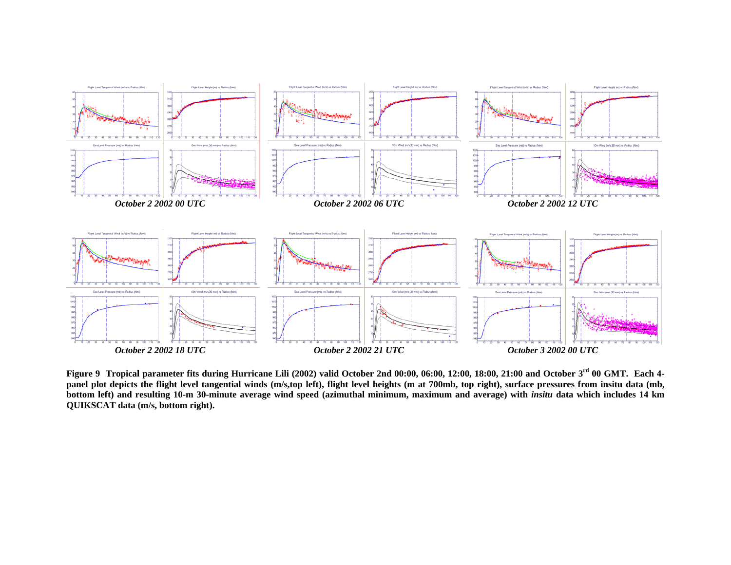*October 2 2002 00 UTC*

*October 2 2002 06 UTC*

*October 2 2002 12 UTC*

*October 2 2002 18 UTC*

*October 2 2002 21 UTC*

*October 3 2002 00 UTC*

**Figure 9 Tropical parameter fits during Hurricane Lili (2002) valid October 2nd 00:00, 06:00, 12:00, 18:00, 21:00 and October 3rd 00 GMT. Each 4-panel plot depicts the flight level tangential winds (m/s,top left), flight level heights (m at 700mb, top right), surface pressures from insitu data (mb, bottom left) and resulting 10-m 30-minute average wind speed (azimuthal minimum, maximum and average) with *insitu* data which includes 14 km QUIKSCAT data (m/s, bottom right).**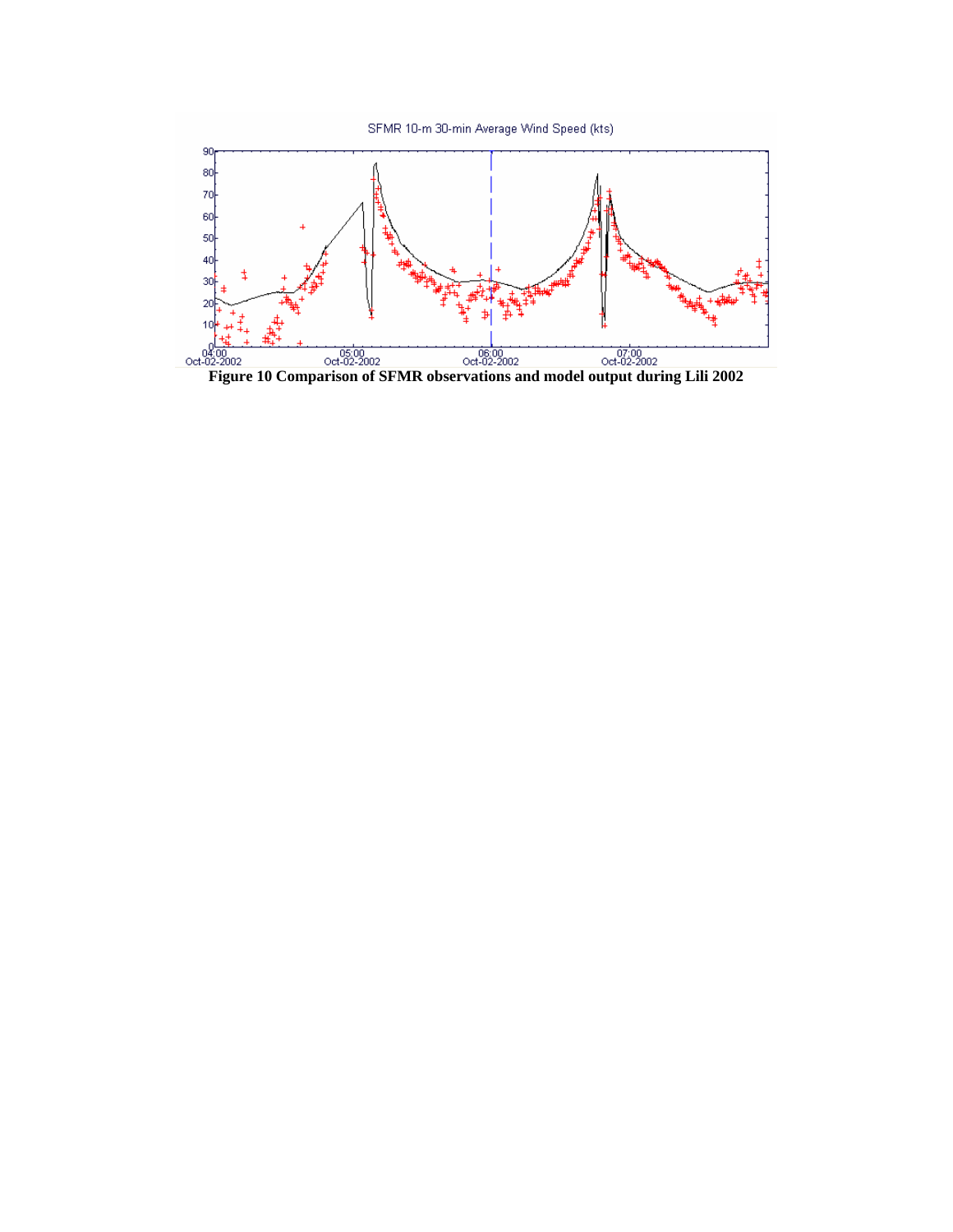**Figure 10 Comparison of SFMR observations and model output during Lili 2002**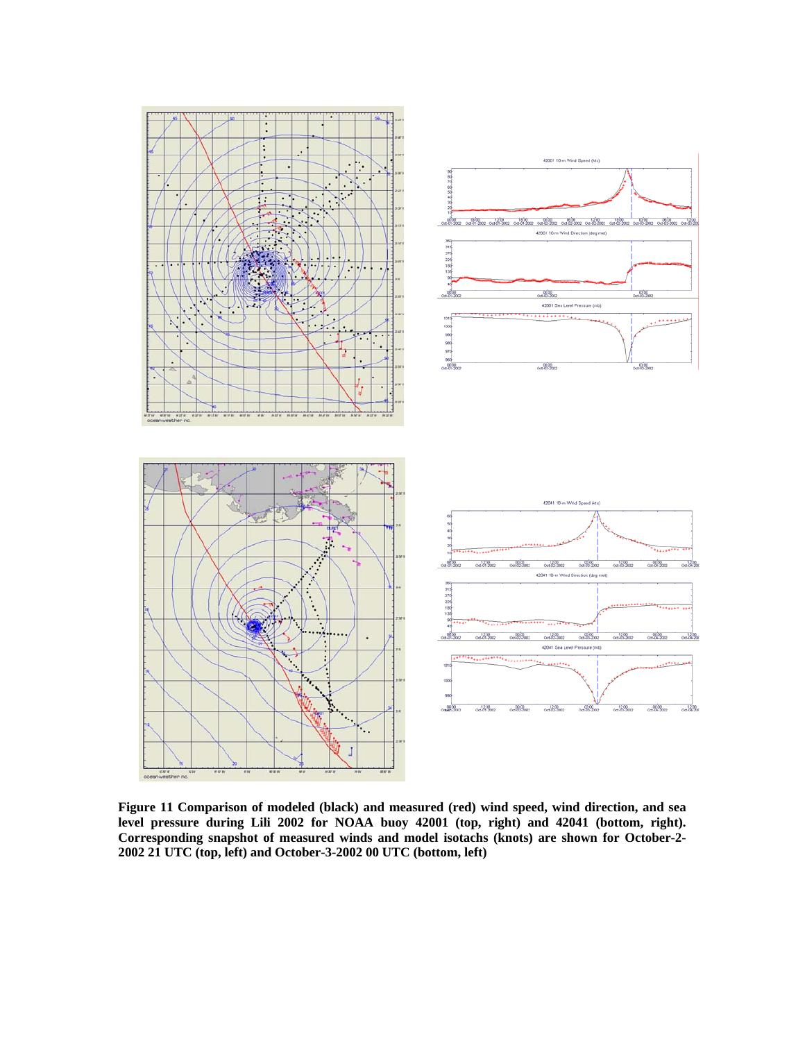**Figure 11 Comparison of modeled (black) and measured (red) wind speed, wind direction, and sea level pressure during Lili 2002 for NOAA buoy 42001 (top, right) and 42041 (bottom, right). Corresponding snapshot of measured winds and model isotachs (knots) are shown for October-2-2002 21 UTC (top, left) and October-3-2002 00 UTC (bottom, left)**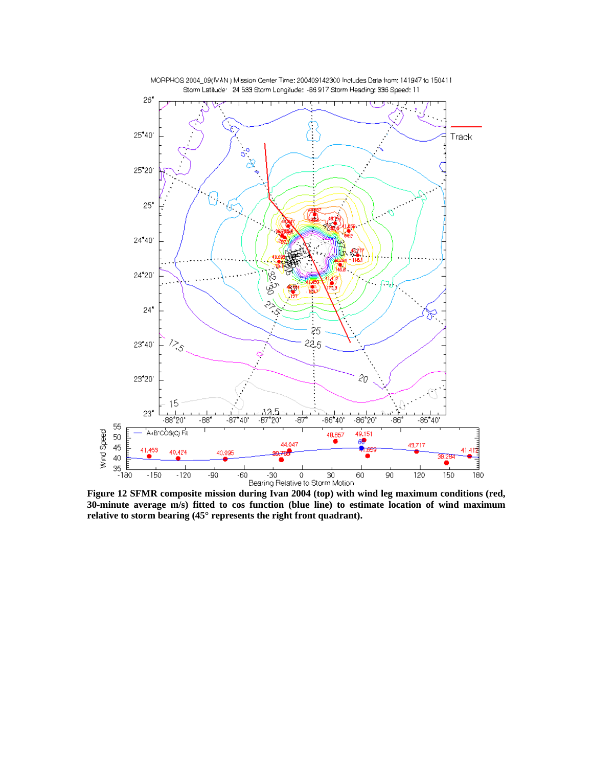MORPHOS 2004_09(IVAN) Mission Center Time: 200409142300 Includes Data from: 141947 to 150411
Storm Latitude: 24.533 Storm Longitude: -86.917 Storm Heading: 336 Speed: 11

Track

26°
25°40'
25°20'
25°
24°40'
24°20'
24°
23°40'
23°20'
23°

-88°20' -88° -87°40' -87°20' -87° -86°40' -86°20' -86° -85°40'

32.5
30
27.5
25
22.5
20
17.5
15
12.5

A+B*COS(C) Fit

Wind Speed

55
50
45
40
35

41.453 40.424 40.095 39.763 44.047 48.657 49.151 60 41.659 43.717 38.284 41.412

-180 -150 -120 -90 -60 -30 0 30 60 90 120 150 180

Bearing Relative to Storm Motion

**Figure 12 SFMR composite mission during Ivan 2004 (top) with wind leg maximum conditions (red, 30-minute average m/s) fitted to cos function (blue line) to estimate location of wind maximum relative to storm bearing (45° represents the right front quadrant).**